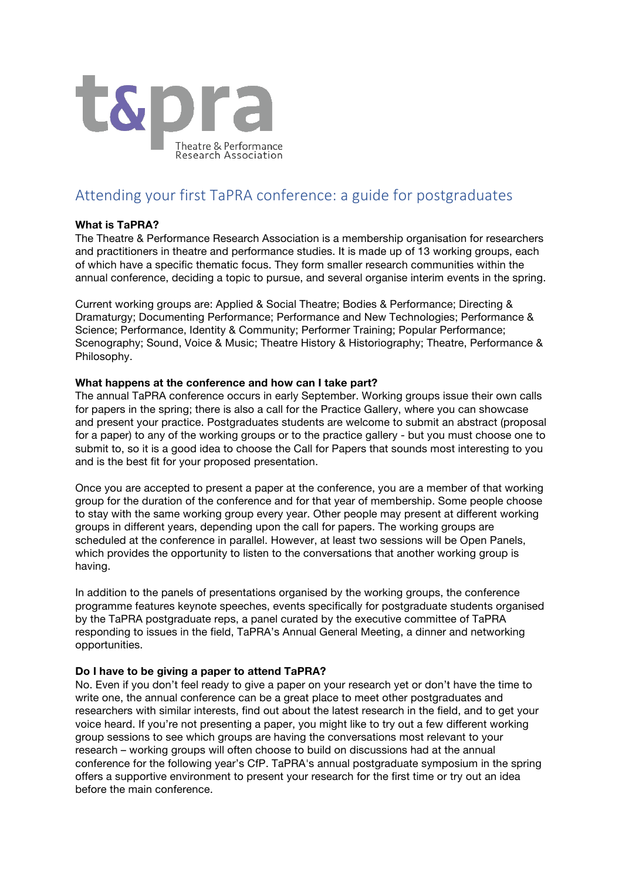t&pra

Theatre & Performance Research Association

# Attending your first TaPRA conference: a guide for postgraduates

**What is TaPRA?**

The Theatre & Performance Research Association is a membership organisation for researchers and practitioners in theatre and performance studies. It is made up of 13 working groups, each of which have a specific thematic focus. They form smaller research communities within the annual conference, deciding a topic to pursue, and several organise interim events in the spring.

Current working groups are: Applied & Social Theatre; Bodies & Performance; Directing & Dramaturgy; Documenting Performance; Performance and New Technologies; Performance & Science; Performance, Identity & Community; Performer Training; Popular Performance; Scenography; Sound, Voice & Music; Theatre History & Historiography; Theatre, Performance & Philosophy.

**What happens at the conference and how can I take part?**

The annual TaPRA conference occurs in early September. Working groups issue their own calls for papers in the spring; there is also a call for the Practice Gallery, where you can showcase and present your practice. Postgraduates students are welcome to submit an abstract (proposal for a paper) to any of the working groups or to the practice gallery - but you must choose one to submit to, so it is a good idea to choose the Call for Papers that sounds most interesting to you and is the best fit for your proposed presentation.

Once you are accepted to present a paper at the conference, you are a member of that working group for the duration of the conference and for that year of membership. Some people choose to stay with the same working group every year. Other people may present at different working groups in different years, depending upon the call for papers. The working groups are scheduled at the conference in parallel. However, at least two sessions will be Open Panels, which provides the opportunity to listen to the conversations that another working group is having.

In addition to the panels of presentations organised by the working groups, the conference programme features keynote speeches, events specifically for postgraduate students organised by the TaPRA postgraduate reps, a panel curated by the executive committee of TaPRA responding to issues in the field, TaPRA's Annual General Meeting, a dinner and networking opportunities.

**Do I have to be giving a paper to attend TaPRA?**

No. Even if you don't feel ready to give a paper on your research yet or don't have the time to write one, the annual conference can be a great place to meet other postgraduates and researchers with similar interests, find out about the latest research in the field, and to get your voice heard. If you're not presenting a paper, you might like to try out a few different working group sessions to see which groups are having the conversations most relevant to your research – working groups will often choose to build on discussions had at the annual conference for the following year's CfP. TaPRA's annual postgraduate symposium in the spring offers a supportive environment to present your research for the first time or try out an idea before the main conference.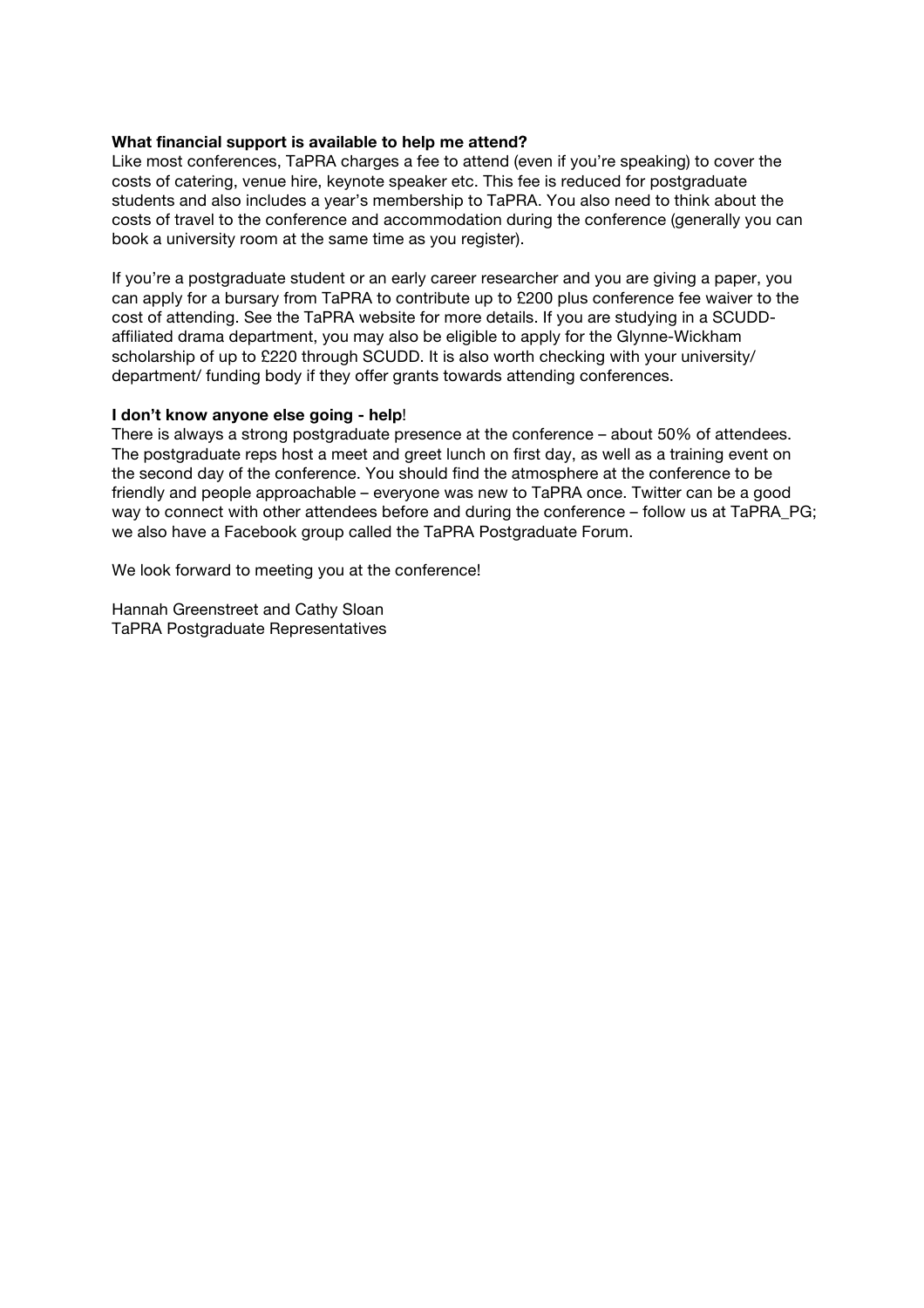**What financial support is available to help me attend?**
Like most conferences, TaPRA charges a fee to attend (even if you're speaking) to cover the costs of catering, venue hire, keynote speaker etc. This fee is reduced for postgraduate students and also includes a year's membership to TaPRA. You also need to think about the costs of travel to the conference and accommodation during the conference (generally you can book a university room at the same time as you register).

If you're a postgraduate student or an early career researcher and you are giving a paper, you can apply for a bursary from TaPRA to contribute up to £200 plus conference fee waiver to the cost of attending. See the TaPRA website for more details. If you are studying in a SCUDD-affiliated drama department, you may also be eligible to apply for the Glynne-Wickham scholarship of up to £220 through SCUDD. It is also worth checking with your university/ department/ funding body if they offer grants towards attending conferences.

**I don't know anyone else going - help**!
There is always a strong postgraduate presence at the conference – about 50% of attendees. The postgraduate reps host a meet and greet lunch on first day, as well as a training event on the second day of the conference. You should find the atmosphere at the conference to be friendly and people approachable – everyone was new to TaPRA once. Twitter can be a good way to connect with other attendees before and during the conference – follow us at TaPRA_PG; we also have a Facebook group called the TaPRA Postgraduate Forum.

We look forward to meeting you at the conference!

Hannah Greenstreet and Cathy Sloan
TaPRA Postgraduate Representatives